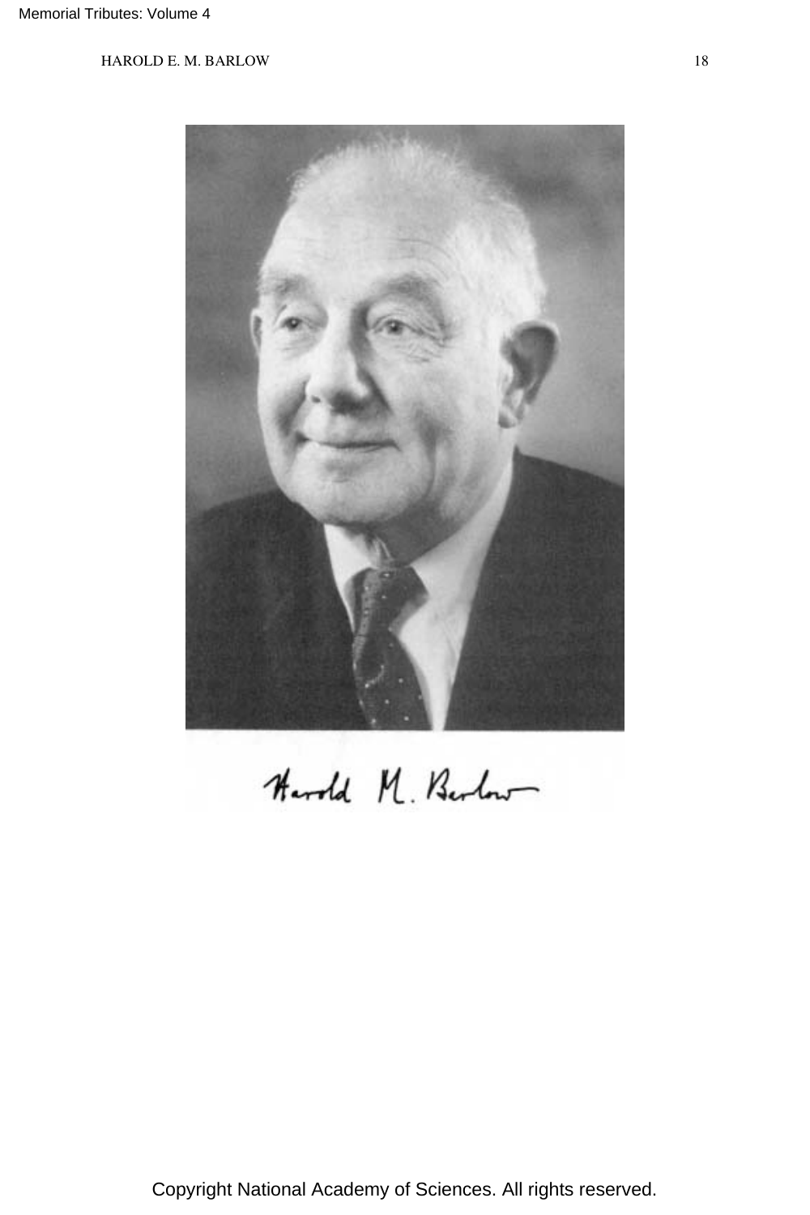Harold M. Barlow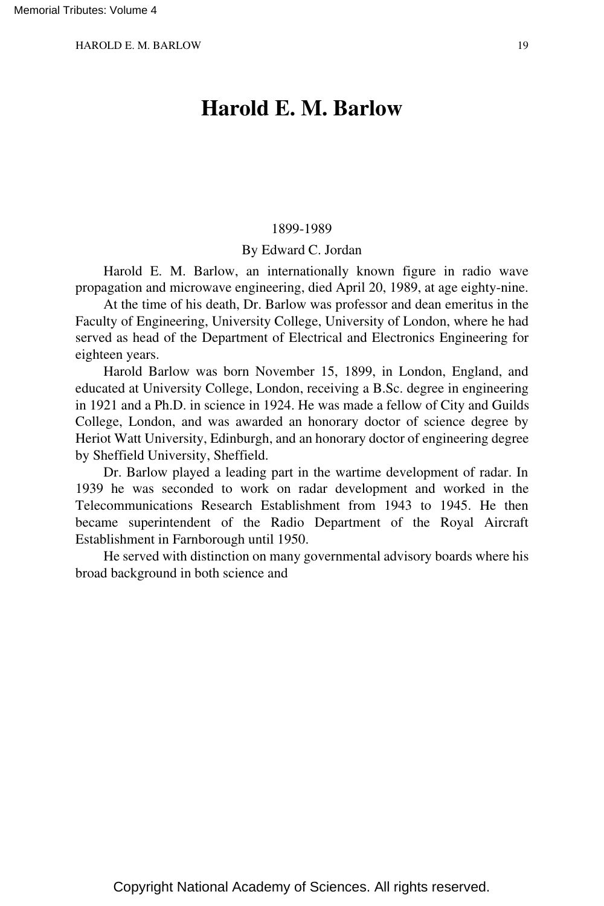# Harold E. M. Barlow

1899-1989

By Edward C. Jordan

Harold E. M. Barlow, an internationally known figure in radio wave propagation and microwave engineering, died April 20, 1989, at age eighty-nine.

At the time of his death, Dr. Barlow was professor and dean emeritus in the Faculty of Engineering, University College, University of London, where he had served as head of the Department of Electrical and Electronics Engineering for eighteen years.

Harold Barlow was born November 15, 1899, in London, England, and educated at University College, London, receiving a B.Sc. degree in engineering in 1921 and a Ph.D. in science in 1924. He was made a fellow of City and Guilds College, London, and was awarded an honorary doctor of science degree by Heriot Watt University, Edinburgh, and an honorary doctor of engineering degree by Sheffield University, Sheffield.

Dr. Barlow played a leading part in the wartime development of radar. In 1939 he was seconded to work on radar development and worked in the Telecommunications Research Establishment from 1943 to 1945. He then became superintendent of the Radio Department of the Royal Aircraft Establishment in Farnborough until 1950.

He served with distinction on many governmental advisory boards where his broad background in both science and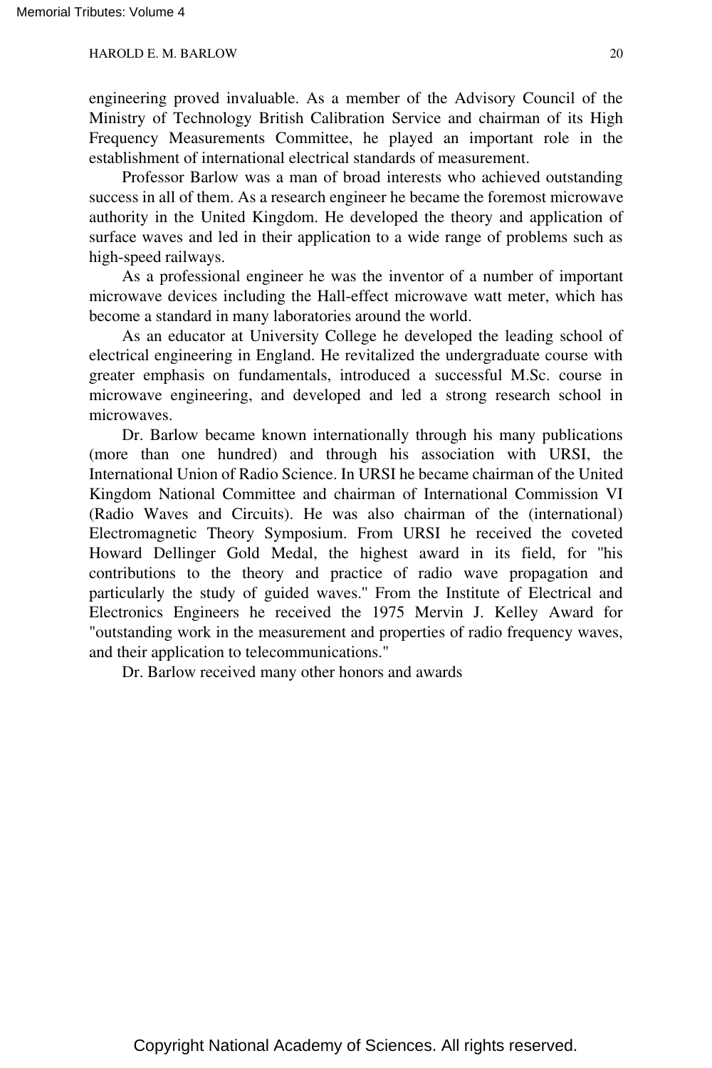engineering proved invaluable. As a member of the Advisory Council of the Ministry of Technology British Calibration Service and chairman of its High Frequency Measurements Committee, he played an important role in the establishment of international electrical standards of measurement.

Professor Barlow was a man of broad interests who achieved outstanding success in all of them. As a research engineer he became the foremost microwave authority in the United Kingdom. He developed the theory and application of surface waves and led in their application to a wide range of problems such as high-speed railways.

As a professional engineer he was the inventor of a number of important microwave devices including the Hall-effect microwave watt meter, which has become a standard in many laboratories around the world.

As an educator at University College he developed the leading school of electrical engineering in England. He revitalized the undergraduate course with greater emphasis on fundamentals, introduced a successful M.Sc. course in microwave engineering, and developed and led a strong research school in microwaves.

Dr. Barlow became known internationally through his many publications (more than one hundred) and through his association with URSI, the International Union of Radio Science. In URSI he became chairman of the United Kingdom National Committee and chairman of International Commission VI (Radio Waves and Circuits). He was also chairman of the (international) Electromagnetic Theory Symposium. From URSI he received the coveted Howard Dellinger Gold Medal, the highest award in its field, for "his contributions to the theory and practice of radio wave propagation and particularly the study of guided waves." From the Institute of Electrical and Electronics Engineers he received the 1975 Mervin J. Kelley Award for "outstanding work in the measurement and properties of radio frequency waves, and their application to telecommunications."

Dr. Barlow received many other honors and awards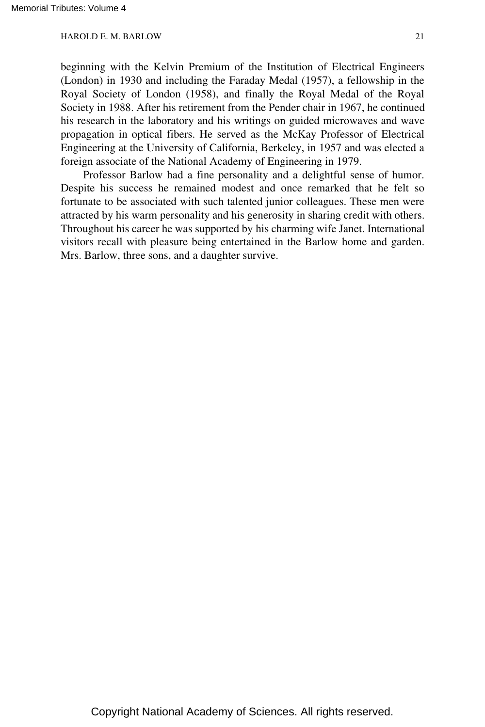beginning with the Kelvin Premium of the Institution of Electrical Engineers (London) in 1930 and including the Faraday Medal (1957), a fellowship in the Royal Society of London (1958), and finally the Royal Medal of the Royal Society in 1988. After his retirement from the Pender chair in 1967, he continued his research in the laboratory and his writings on guided microwaves and wave propagation in optical fibers. He served as the McKay Professor of Electrical Engineering at the University of California, Berkeley, in 1957 and was elected a foreign associate of the National Academy of Engineering in 1979.

Professor Barlow had a fine personality and a delightful sense of humor. Despite his success he remained modest and once remarked that he felt so fortunate to be associated with such talented junior colleagues. These men were attracted by his warm personality and his generosity in sharing credit with others. Throughout his career he was supported by his charming wife Janet. International visitors recall with pleasure being entertained in the Barlow home and garden. Mrs. Barlow, three sons, and a daughter survive.